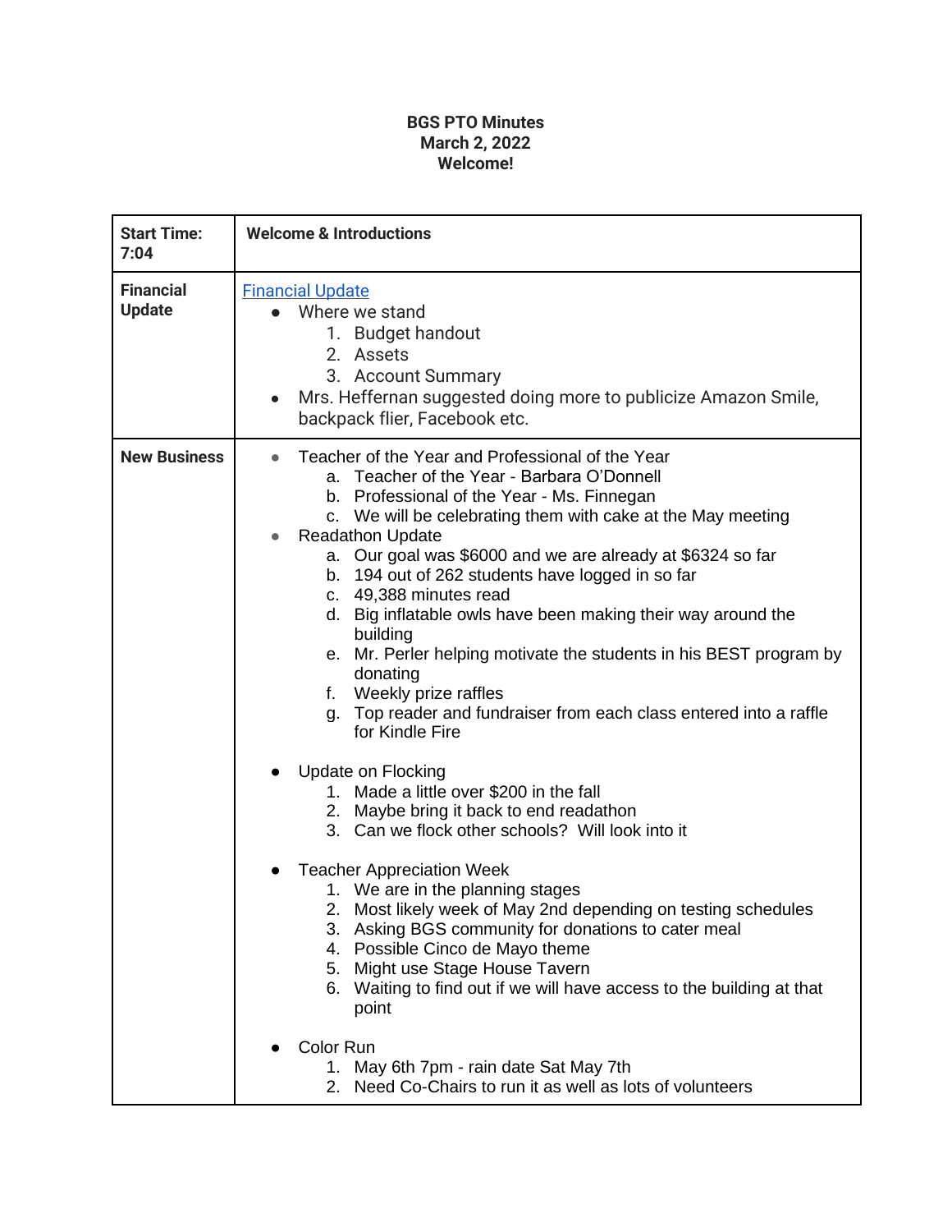**BGS PTO Minutes**
**March 2, 2022**
**Welcome!**

| **Start Time: 7:04** | **Welcome & Introductions** |
|---|---|
| **Financial Update** | [Financial Update]<br>• Where we stand<br>&nbsp;&nbsp;&nbsp;&nbsp;1. Budget handout<br>&nbsp;&nbsp;&nbsp;&nbsp;2. Assets<br>&nbsp;&nbsp;&nbsp;&nbsp;3. Account Summary<br>• Mrs. Heffernan suggested doing more to publicize Amazon Smile, backpack flier, Facebook etc. |
| **New Business** | • Teacher of the Year and Professional of the Year<br>&nbsp;&nbsp;&nbsp;&nbsp;a. Teacher of the Year - Barbara O'Donnell<br>&nbsp;&nbsp;&nbsp;&nbsp;b. Professional of the Year - Ms. Finnegan<br>&nbsp;&nbsp;&nbsp;&nbsp;c. We will be celebrating them with cake at the May meeting<br>• Readathon Update<br>&nbsp;&nbsp;&nbsp;&nbsp;a. Our goal was $6000 and we are already at $6324 so far<br>&nbsp;&nbsp;&nbsp;&nbsp;b. 194 out of 262 students have logged in so far<br>&nbsp;&nbsp;&nbsp;&nbsp;c. 49,388 minutes read<br>&nbsp;&nbsp;&nbsp;&nbsp;d. Big inflatable owls have been making their way around the building<br>&nbsp;&nbsp;&nbsp;&nbsp;e. Mr. Perler helping motivate the students in his BEST program by donating<br>&nbsp;&nbsp;&nbsp;&nbsp;f. Weekly prize raffles<br>&nbsp;&nbsp;&nbsp;&nbsp;g. Top reader and fundraiser from each class entered into a raffle for Kindle Fire<br><br>• Update on Flocking<br>&nbsp;&nbsp;&nbsp;&nbsp;1. Made a little over $200 in the fall<br>&nbsp;&nbsp;&nbsp;&nbsp;2. Maybe bring it back to end readathon<br>&nbsp;&nbsp;&nbsp;&nbsp;3. Can we flock other schools? Will look into it<br><br>• Teacher Appreciation Week<br>&nbsp;&nbsp;&nbsp;&nbsp;1. We are in the planning stages<br>&nbsp;&nbsp;&nbsp;&nbsp;2. Most likely week of May 2nd depending on testing schedules<br>&nbsp;&nbsp;&nbsp;&nbsp;3. Asking BGS community for donations to cater meal<br>&nbsp;&nbsp;&nbsp;&nbsp;4. Possible Cinco de Mayo theme<br>&nbsp;&nbsp;&nbsp;&nbsp;5. Might use Stage House Tavern<br>&nbsp;&nbsp;&nbsp;&nbsp;6. Waiting to find out if we will have access to the building at that point<br><br>• Color Run<br>&nbsp;&nbsp;&nbsp;&nbsp;1. May 6th 7pm - rain date Sat May 7th<br>&nbsp;&nbsp;&nbsp;&nbsp;2. Need Co-Chairs to run it as well as lots of volunteers |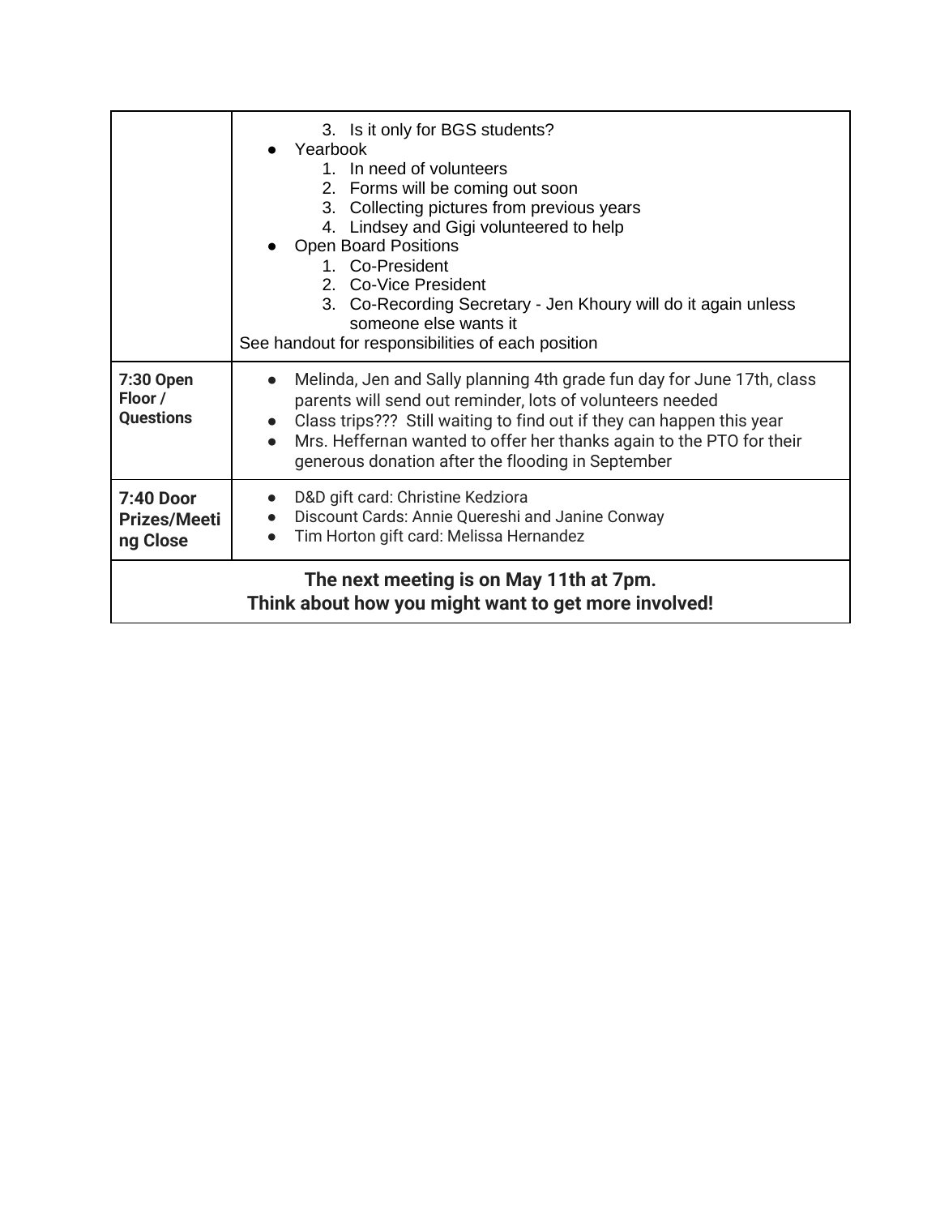| | |
|---|---|
| | 3. Is it only for BGS students?<br>● Yearbook<br>1. In need of volunteers<br>2. Forms will be coming out soon<br>3. Collecting pictures from previous years<br>4. Lindsey and Gigi volunteered to help<br>● Open Board Positions<br>1. Co-President<br>2. Co-Vice President<br>3. Co-Recording Secretary - Jen Khoury will do it again unless someone else wants it<br>See handout for responsibilities of each position |
| **7:30 Open Floor / Questions** | ● Melinda, Jen and Sally planning 4th grade fun day for June 17th, class parents will send out reminder, lots of volunteers needed<br>● Class trips??? Still waiting to find out if they can happen this year<br>● Mrs. Heffernan wanted to offer her thanks again to the PTO for their generous donation after the flooding in September |
| **7:40 Door Prizes/Meeting Close** | ● D&D gift card: Christine Kedziora<br>● Discount Cards: Annie Quereshi and Janine Conway<br>● Tim Horton gift card: Melissa Hernandez |
| **The next meeting is on May 11th at 7pm.<br>Think about how you might want to get more involved!** | |